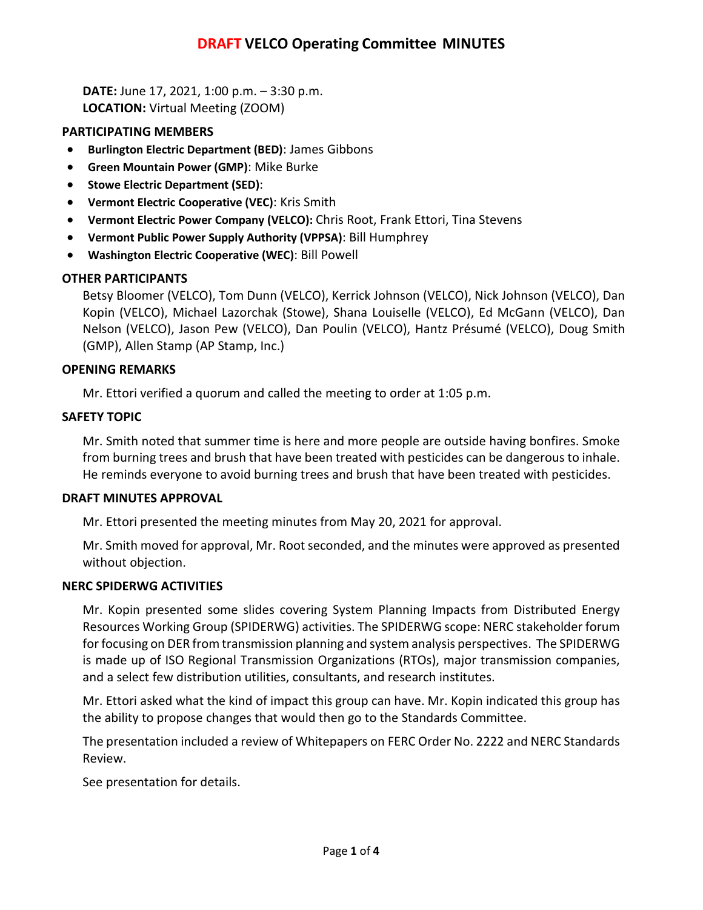# DRAFT VELCO Operating Committee MINUTES

**DATE:** June 17, 2021, 1:00 p.m. – 3:30 p.m.
**LOCATION:** Virtual Meeting (ZOOM)

## PARTICIPATING MEMBERS

- **Burlington Electric Department (BED)**: James Gibbons
- **Green Mountain Power (GMP)**: Mike Burke
- **Stowe Electric Department (SED)**:
- **Vermont Electric Cooperative (VEC)**: Kris Smith
- **Vermont Electric Power Company (VELCO):** Chris Root, Frank Ettori, Tina Stevens
- **Vermont Public Power Supply Authority (VPPSA)**: Bill Humphrey
- **Washington Electric Cooperative (WEC)**: Bill Powell

## OTHER PARTICIPANTS

Betsy Bloomer (VELCO), Tom Dunn (VELCO), Kerrick Johnson (VELCO), Nick Johnson (VELCO), Dan Kopin (VELCO), Michael Lazorchak (Stowe), Shana Louiselle (VELCO), Ed McGann (VELCO), Dan Nelson (VELCO), Jason Pew (VELCO), Dan Poulin (VELCO), Hantz Présumé (VELCO), Doug Smith (GMP), Allen Stamp (AP Stamp, Inc.)

## OPENING REMARKS

Mr. Ettori verified a quorum and called the meeting to order at 1:05 p.m.

## SAFETY TOPIC

Mr. Smith noted that summer time is here and more people are outside having bonfires. Smoke from burning trees and brush that have been treated with pesticides can be dangerous to inhale. He reminds everyone to avoid burning trees and brush that have been treated with pesticides.

## DRAFT MINUTES APPROVAL

Mr. Ettori presented the meeting minutes from May 20, 2021 for approval.

Mr. Smith moved for approval, Mr. Root seconded, and the minutes were approved as presented without objection.

## NERC SPIDERWG ACTIVITIES

Mr. Kopin presented some slides covering System Planning Impacts from Distributed Energy Resources Working Group (SPIDERWG) activities. The SPIDERWG scope: NERC stakeholder forum for focusing on DER from transmission planning and system analysis perspectives. The SPIDERWG is made up of ISO Regional Transmission Organizations (RTOs), major transmission companies, and a select few distribution utilities, consultants, and research institutes.

Mr. Ettori asked what the kind of impact this group can have. Mr. Kopin indicated this group has the ability to propose changes that would then go to the Standards Committee.

The presentation included a review of Whitepapers on FERC Order No. 2222 and NERC Standards Review.

See presentation for details.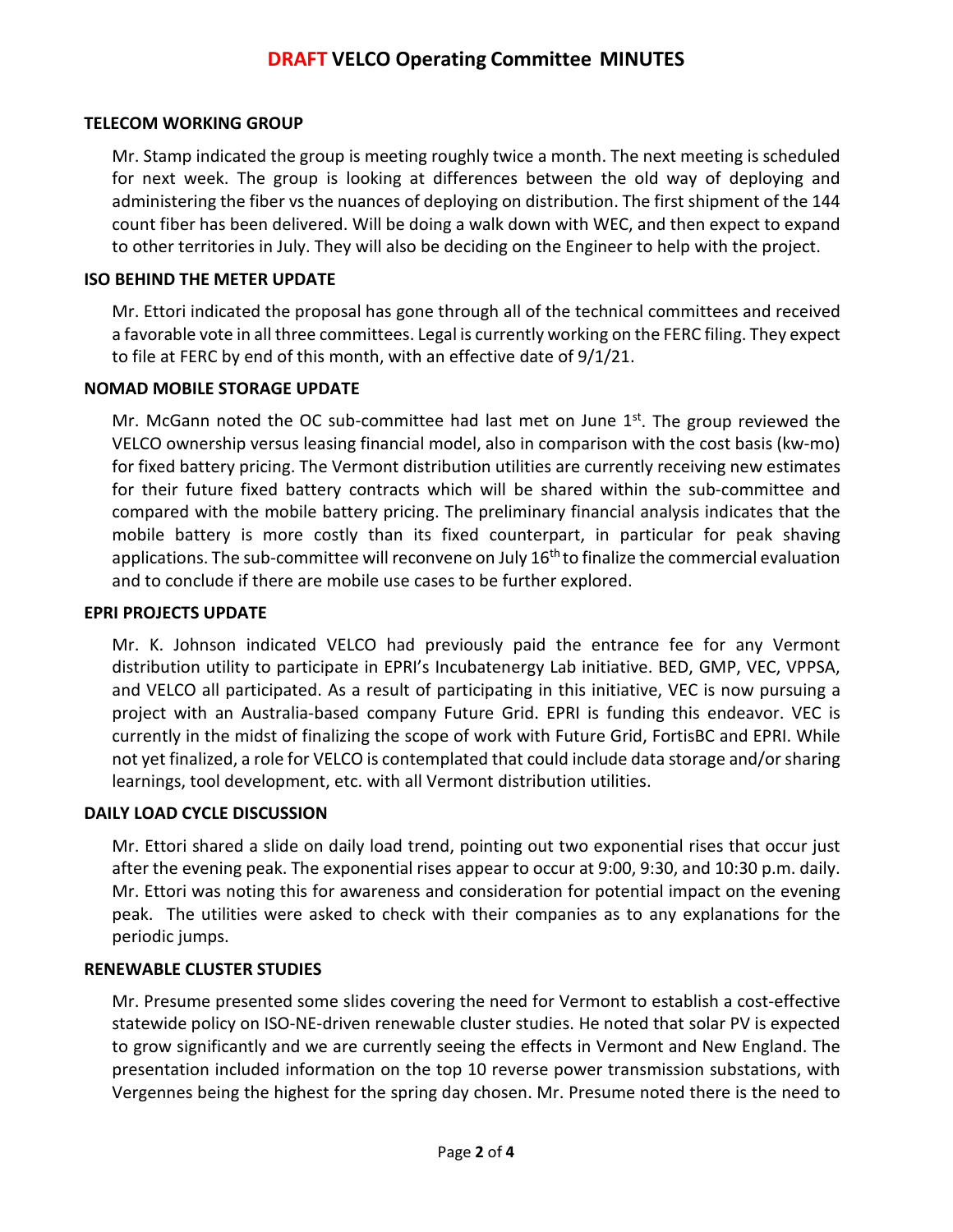### TELECOM WORKING GROUP

Mr. Stamp indicated the group is meeting roughly twice a month. The next meeting is scheduled for next week. The group is looking at differences between the old way of deploying and administering the fiber vs the nuances of deploying on distribution. The first shipment of the 144 count fiber has been delivered. Will be doing a walk down with WEC, and then expect to expand to other territories in July. They will also be deciding on the Engineer to help with the project.

### ISO BEHIND THE METER UPDATE

Mr. Ettori indicated the proposal has gone through all of the technical committees and received a favorable vote in all three committees. Legal is currently working on the FERC filing. They expect to file at FERC by end of this month, with an effective date of 9/1/21.

### NOMAD MOBILE STORAGE UPDATE

Mr. McGann noted the OC sub-committee had last met on June 1st. The group reviewed the VELCO ownership versus leasing financial model, also in comparison with the cost basis (kw-mo) for fixed battery pricing. The Vermont distribution utilities are currently receiving new estimates for their future fixed battery contracts which will be shared within the sub-committee and compared with the mobile battery pricing. The preliminary financial analysis indicates that the mobile battery is more costly than its fixed counterpart, in particular for peak shaving applications. The sub-committee will reconvene on July 16th to finalize the commercial evaluation and to conclude if there are mobile use cases to be further explored.

### EPRI PROJECTS UPDATE

Mr. K. Johnson indicated VELCO had previously paid the entrance fee for any Vermont distribution utility to participate in EPRI's Incubatenergy Lab initiative. BED, GMP, VEC, VPPSA, and VELCO all participated. As a result of participating in this initiative, VEC is now pursuing a project with an Australia-based company Future Grid. EPRI is funding this endeavor. VEC is currently in the midst of finalizing the scope of work with Future Grid, FortisBC and EPRI. While not yet finalized, a role for VELCO is contemplated that could include data storage and/or sharing learnings, tool development, etc. with all Vermont distribution utilities.

### DAILY LOAD CYCLE DISCUSSION

Mr. Ettori shared a slide on daily load trend, pointing out two exponential rises that occur just after the evening peak. The exponential rises appear to occur at 9:00, 9:30, and 10:30 p.m. daily. Mr. Ettori was noting this for awareness and consideration for potential impact on the evening peak. The utilities were asked to check with their companies as to any explanations for the periodic jumps.

### RENEWABLE CLUSTER STUDIES

Mr. Presume presented some slides covering the need for Vermont to establish a cost-effective statewide policy on ISO-NE-driven renewable cluster studies. He noted that solar PV is expected to grow significantly and we are currently seeing the effects in Vermont and New England. The presentation included information on the top 10 reverse power transmission substations, with Vergennes being the highest for the spring day chosen. Mr. Presume noted there is the need to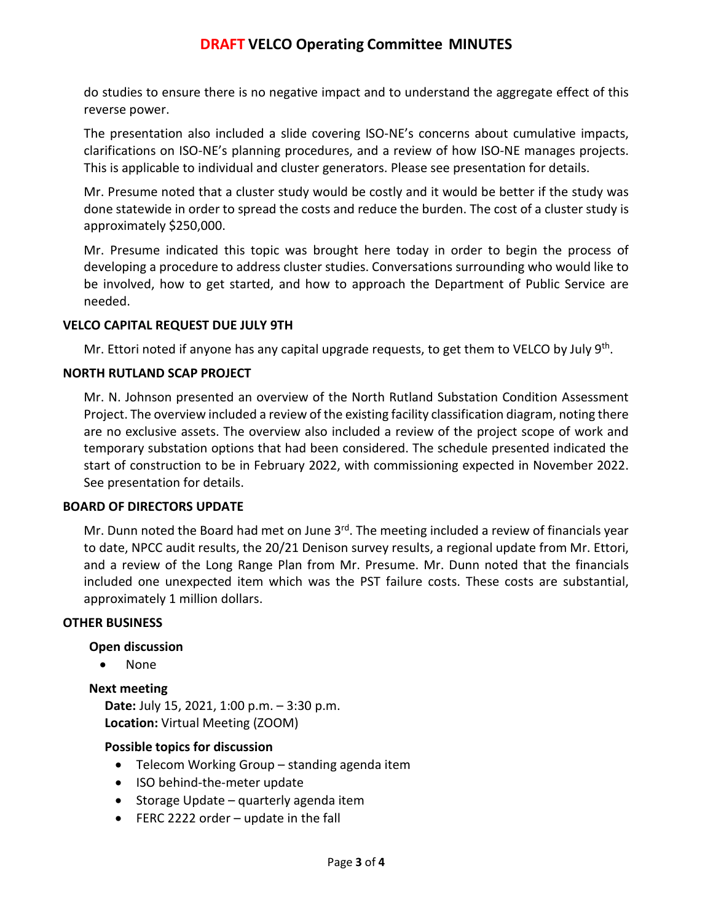do studies to ensure there is no negative impact and to understand the aggregate effect of this reverse power.

The presentation also included a slide covering ISO-NE's concerns about cumulative impacts, clarifications on ISO-NE's planning procedures, and a review of how ISO-NE manages projects. This is applicable to individual and cluster generators. Please see presentation for details.

Mr. Presume noted that a cluster study would be costly and it would be better if the study was done statewide in order to spread the costs and reduce the burden. The cost of a cluster study is approximately $250,000.

Mr. Presume indicated this topic was brought here today in order to begin the process of developing a procedure to address cluster studies. Conversations surrounding who would like to be involved, how to get started, and how to approach the Department of Public Service are needed.

**VELCO CAPITAL REQUEST DUE JULY 9TH**

Mr. Ettori noted if anyone has any capital upgrade requests, to get them to VELCO by July 9th.

**NORTH RUTLAND SCAP PROJECT**

Mr. N. Johnson presented an overview of the North Rutland Substation Condition Assessment Project. The overview included a review of the existing facility classification diagram, noting there are no exclusive assets. The overview also included a review of the project scope of work and temporary substation options that had been considered. The schedule presented indicated the start of construction to be in February 2022, with commissioning expected in November 2022. See presentation for details.

**BOARD OF DIRECTORS UPDATE**

Mr. Dunn noted the Board had met on June 3rd. The meeting included a review of financials year to date, NPCC audit results, the 20/21 Denison survey results, a regional update from Mr. Ettori, and a review of the Long Range Plan from Mr. Presume. Mr. Dunn noted that the financials included one unexpected item which was the PST failure costs. These costs are substantial, approximately 1 million dollars.

**OTHER BUSINESS**

**Open discussion**

- None

**Next meeting**

**Date:** July 15, 2021, 1:00 p.m. – 3:30 p.m.
**Location:** Virtual Meeting (ZOOM)

**Possible topics for discussion**

- Telecom Working Group – standing agenda item
- ISO behind-the-meter update
- Storage Update – quarterly agenda item
- FERC 2222 order – update in the fall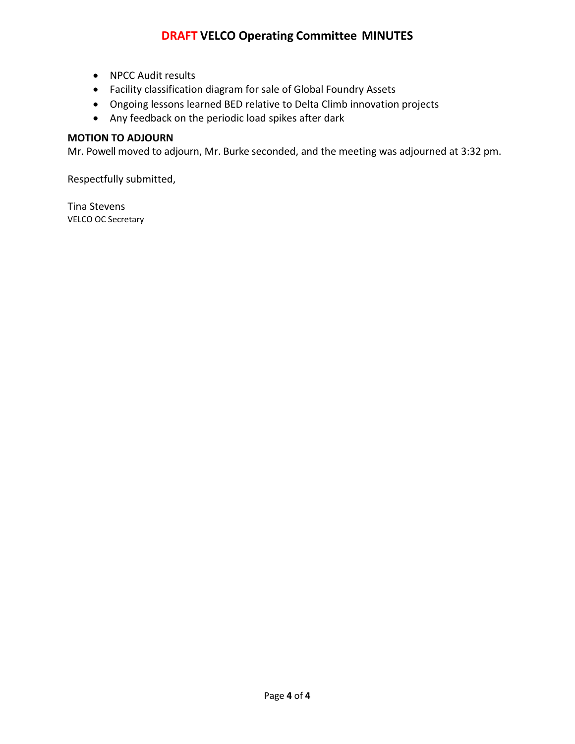- NPCC Audit results
- Facility classification diagram for sale of Global Foundry Assets
- Ongoing lessons learned BED relative to Delta Climb innovation projects
- Any feedback on the periodic load spikes after dark

**MOTION TO ADJOURN**

Mr. Powell moved to adjourn, Mr. Burke seconded, and the meeting was adjourned at 3:32 pm.

Respectfully submitted,

Tina Stevens
VELCO OC Secretary